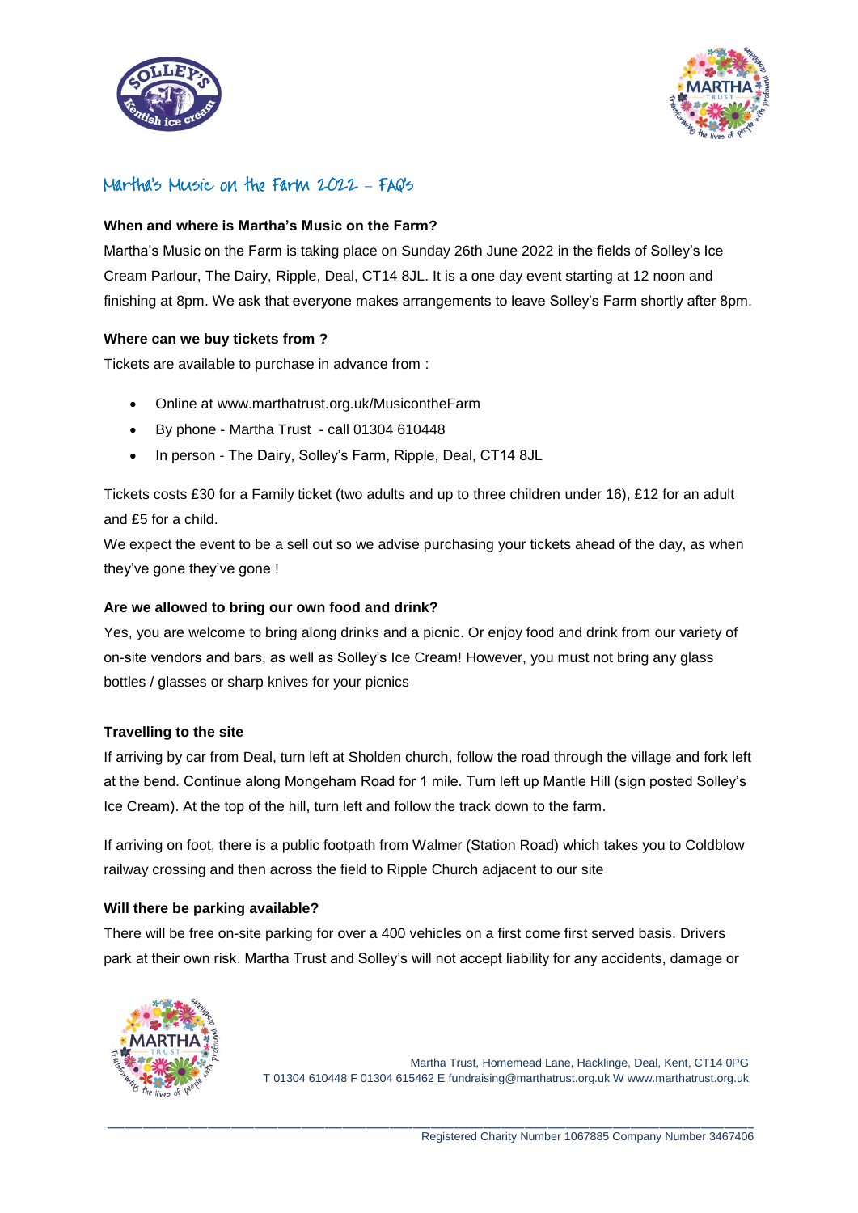# Martha's Music on the Farm 2022 – FAQ's

**When and where is Martha's Music on the Farm?**

Martha's Music on the Farm is taking place on Sunday 26th June 2022 in the fields of Solley's Ice Cream Parlour, The Dairy, Ripple, Deal, CT14 8JL. It is a one day event starting at 12 noon and finishing at 8pm. We ask that everyone makes arrangements to leave Solley's Farm shortly after 8pm.

**Where can we buy tickets from ?**

Tickets are available to purchase in advance from :

- Online at www.marthatrust.org.uk/MusicontheFarm
- By phone - Martha Trust - call 01304 610448
- In person - The Dairy, Solley's Farm, Ripple, Deal, CT14 8JL

Tickets costs £30 for a Family ticket (two adults and up to three children under 16), £12 for an adult and £5 for a child.

We expect the event to be a sell out so we advise purchasing your tickets ahead of the day, as when they've gone they've gone !

**Are we allowed to bring our own food and drink?**

Yes, you are welcome to bring along drinks and a picnic. Or enjoy food and drink from our variety of on-site vendors and bars, as well as Solley's Ice Cream! However, you must not bring any glass bottles / glasses or sharp knives for your picnics

**Travelling to the site**

If arriving by car from Deal, turn left at Sholden church, follow the road through the village and fork left at the bend. Continue along Mongeham Road for 1 mile. Turn left up Mantle Hill (sign posted Solley's Ice Cream). At the top of the hill, turn left and follow the track down to the farm.

If arriving on foot, there is a public footpath from Walmer (Station Road) which takes you to Coldblow railway crossing and then across the field to Ripple Church adjacent to our site

**Will there be parking available?**

There will be free on-site parking for over a 400 vehicles on a first come first served basis. Drivers park at their own risk. Martha Trust and Solley's will not accept liability for any accidents, damage or

Martha Trust, Homemead Lane, Hacklinge, Deal, Kent, CT14 0PG
T 01304 610448 F 01304 615462 E fundraising@marthatrust.org.uk W www.marthatrust.org.uk

Registered Charity Number 1067885 Company Number 3467406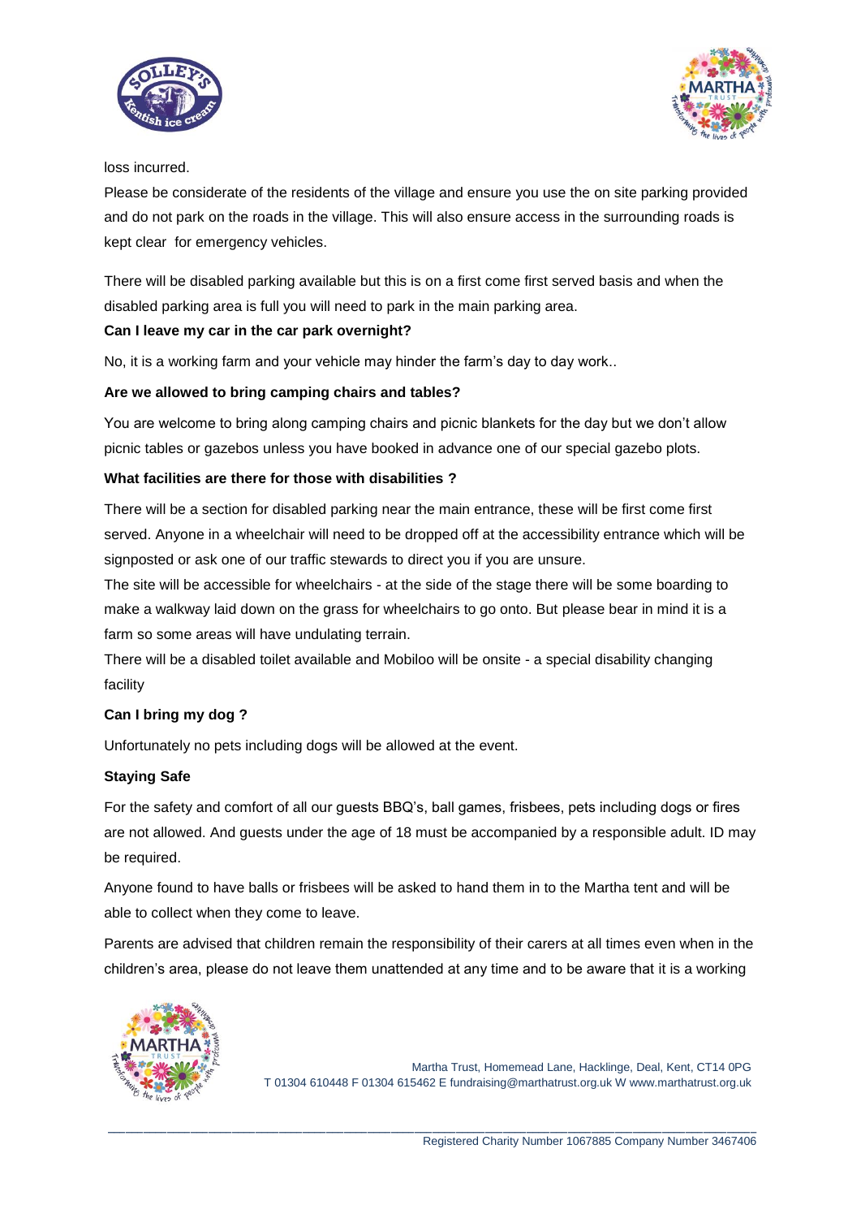loss incurred.

Please be considerate of the residents of the village and ensure you use the on site parking provided and do not park on the roads in the village. This will also ensure access in the surrounding roads is kept clear for emergency vehicles.

There will be disabled parking available but this is on a first come first served basis and when the disabled parking area is full you will need to park in the main parking area.

**Can I leave my car in the car park overnight?**

No, it is a working farm and your vehicle may hinder the farm's day to day work..

**Are we allowed to bring camping chairs and tables?**

You are welcome to bring along camping chairs and picnic blankets for the day but we don't allow picnic tables or gazebos unless you have booked in advance one of our special gazebo plots.

**What facilities are there for those with disabilities ?**

There will be a section for disabled parking near the main entrance, these will be first come first served. Anyone in a wheelchair will need to be dropped off at the accessibility entrance which will be signposted or ask one of our traffic stewards to direct you if you are unsure.

The site will be accessible for wheelchairs - at the side of the stage there will be some boarding to make a walkway laid down on the grass for wheelchairs to go onto. But please bear in mind it is a farm so some areas will have undulating terrain.

There will be a disabled toilet available and Mobiloo will be onsite - a special disability changing facility

**Can I bring my dog ?**

Unfortunately no pets including dogs will be allowed at the event.

**Staying Safe**

For the safety and comfort of all our guests BBQ's, ball games, frisbees, pets including dogs or fires are not allowed. And guests under the age of 18 must be accompanied by a responsible adult. ID may be required.

Anyone found to have balls or frisbees will be asked to hand them in to the Martha tent and will be able to collect when they come to leave.

Parents are advised that children remain the responsibility of their carers at all times even when in the children's area, please do not leave them unattended at any time and to be aware that it is a working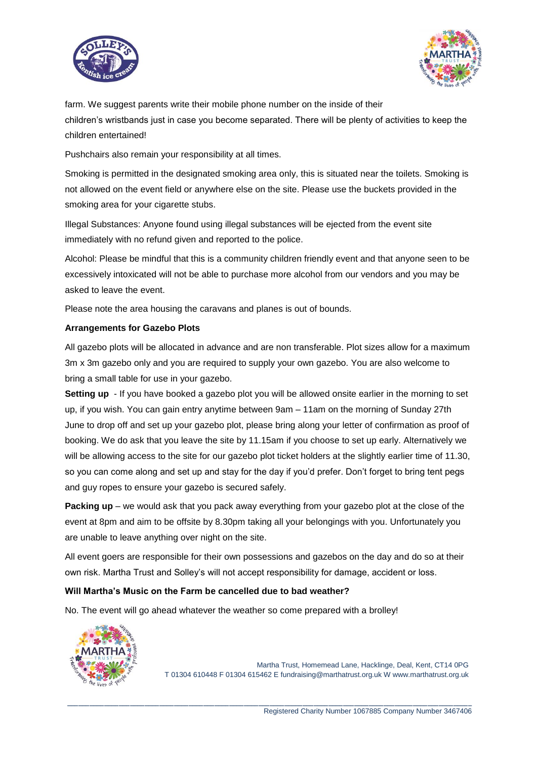farm. We suggest parents write their mobile phone number on the inside of their children's wristbands just in case you become separated. There will be plenty of activities to keep the children entertained!

Pushchairs also remain your responsibility at all times.

Smoking is permitted in the designated smoking area only, this is situated near the toilets. Smoking is not allowed on the event field or anywhere else on the site. Please use the buckets provided in the smoking area for your cigarette stubs.

Illegal Substances: Anyone found using illegal substances will be ejected from the event site immediately with no refund given and reported to the police.

Alcohol: Please be mindful that this is a community children friendly event and that anyone seen to be excessively intoxicated will not be able to purchase more alcohol from our vendors and you may be asked to leave the event.

Please note the area housing the caravans and planes is out of bounds.

**Arrangements for Gazebo Plots**

All gazebo plots will be allocated in advance and are non transferable. Plot sizes allow for a maximum 3m x 3m gazebo only and you are required to supply your own gazebo. You are also welcome to bring a small table for use in your gazebo.

**Setting up** - If you have booked a gazebo plot you will be allowed onsite earlier in the morning to set up, if you wish. You can gain entry anytime between 9am – 11am on the morning of Sunday 27th June to drop off and set up your gazebo plot, please bring along your letter of confirmation as proof of booking. We do ask that you leave the site by 11.15am if you choose to set up early. Alternatively we will be allowing access to the site for our gazebo plot ticket holders at the slightly earlier time of 11.30, so you can come along and set up and stay for the day if you'd prefer. Don't forget to bring tent pegs and guy ropes to ensure your gazebo is secured safely.

**Packing up** – we would ask that you pack away everything from your gazebo plot at the close of the event at 8pm and aim to be offsite by 8.30pm taking all your belongings with you. Unfortunately you are unable to leave anything over night on the site.

All event goers are responsible for their own possessions and gazebos on the day and do so at their own risk. Martha Trust and Solley's will not accept responsibility for damage, accident or loss.

**Will Martha's Music on the Farm be cancelled due to bad weather?**

No. The event will go ahead whatever the weather so come prepared with a brolley!

Martha Trust, Homemead Lane, Hacklinge, Deal, Kent, CT14 0PG
T 01304 610448 F 01304 615462 E fundraising@marthatrust.org.uk W www.marthatrust.org.uk

Registered Charity Number 1067885 Company Number 3467406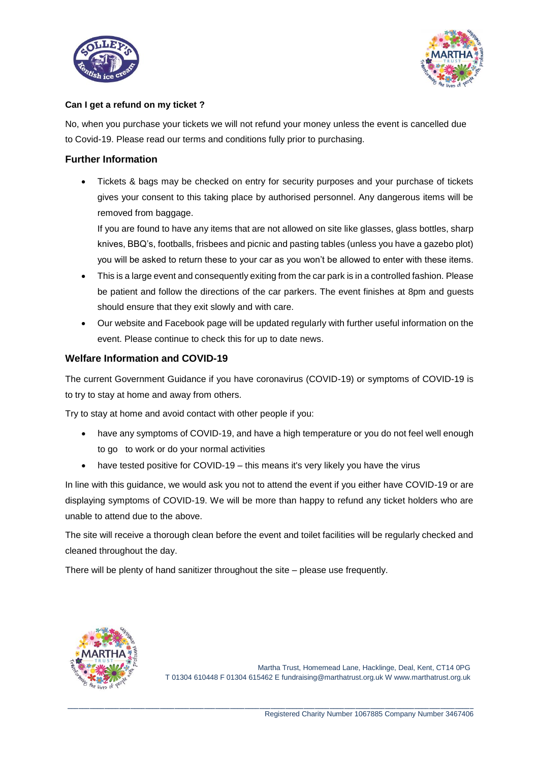**Can I get a refund on my ticket ?**

No, when you purchase your tickets we will not refund your money unless the event is cancelled due to Covid-19. Please read our terms and conditions fully prior to purchasing.

## Further Information

- Tickets & bags may be checked on entry for security purposes and your purchase of tickets gives your consent to this taking place by authorised personnel. Any dangerous items will be removed from baggage.

  If you are found to have any items that are not allowed on site like glasses, glass bottles, sharp knives, BBQ's, footballs, frisbees and picnic and pasting tables (unless you have a gazebo plot) you will be asked to return these to your car as you won't be allowed to enter with these items.
- This is a large event and consequently exiting from the car park is in a controlled fashion. Please be patient and follow the directions of the car parkers. The event finishes at 8pm and guests should ensure that they exit slowly and with care.
- Our website and Facebook page will be updated regularly with further useful information on the event. Please continue to check this for up to date news.

## Welfare Information and COVID-19

The current Government Guidance if you have coronavirus (COVID-19) or symptoms of COVID-19 is to try to stay at home and away from others.

Try to stay at home and avoid contact with other people if you:

- have any symptoms of COVID-19, and have a high temperature or you do not feel well enough to go to work or do your normal activities
- have tested positive for COVID-19 – this means it's very likely you have the virus

In line with this guidance, we would ask you not to attend the event if you either have COVID-19 or are displaying symptoms of COVID-19. We will be more than happy to refund any ticket holders who are unable to attend due to the above.

The site will receive a thorough clean before the event and toilet facilities will be regularly checked and cleaned throughout the day.

There will be plenty of hand sanitizer throughout the site – please use frequently.

Martha Trust, Homemead Lane, Hacklinge, Deal, Kent, CT14 0PG
T 01304 610448 F 01304 615462 E fundraising@marthatrust.org.uk W www.marthatrust.org.uk

Registered Charity Number 1067885 Company Number 3467406